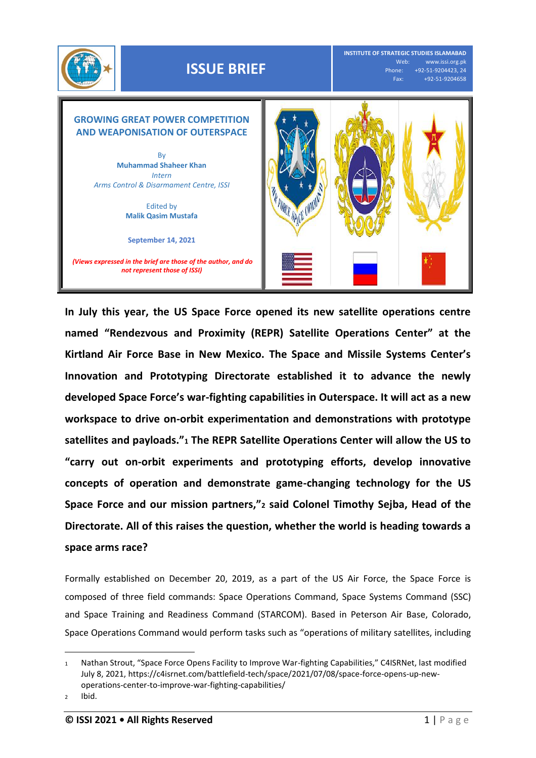# ISSUE BRIEF

**INSTITUTE OF STRATEGIC STUDIES ISLAMABAD**
Web: www.issi.org.pk
Phone: +92-51-9204423, 24
Fax: +92-51-9204658

## GROWING GREAT POWER COMPETITION AND WEAPONISATION OF OUTERSPACE

By
**Muhammad Shaheer Khan**
*Intern*
*Arms Control & Disarmament Centre, ISSI*

Edited by
**Malik Qasim Mustafa**

**September 14, 2021**

***(Views expressed in the brief are those of the author, and do not represent those of ISSI)***

**In July this year, the US Space Force opened its new satellite operations centre named "Rendezvous and Proximity (REPR) Satellite Operations Center" at the Kirtland Air Force Base in New Mexico. The Space and Missile Systems Center's Innovation and Prototyping Directorate established it to advance the newly developed Space Force's war-fighting capabilities in Outerspace. It will act as a new workspace to drive on-orbit experimentation and demonstrations with prototype satellites and payloads."[1] The REPR Satellite Operations Center will allow the US to "carry out on-orbit experiments and prototyping efforts, develop innovative concepts of operation and demonstrate game-changing technology for the US Space Force and our mission partners,"[2] said Colonel Timothy Sejba, Head of the Directorate. All of this raises the question, whether the world is heading towards a space arms race?**

Formally established on December 20, 2019, as a part of the US Air Force, the Space Force is composed of three field commands: Space Operations Command, Space Systems Command (SSC) and Space Training and Readiness Command (STARCOM). Based in Peterson Air Base, Colorado, Space Operations Command would perform tasks such as "operations of military satellites, including

---

[1] Nathan Strout, "Space Force Opens Facility to Improve War-fighting Capabilities," C4ISRNet, last modified July 8, 2021, https://c4isrnet.com/battlefield-tech/space/2021/07/08/space-force-opens-up-new-operations-center-to-improve-war-fighting-capabilities/

[2] Ibid.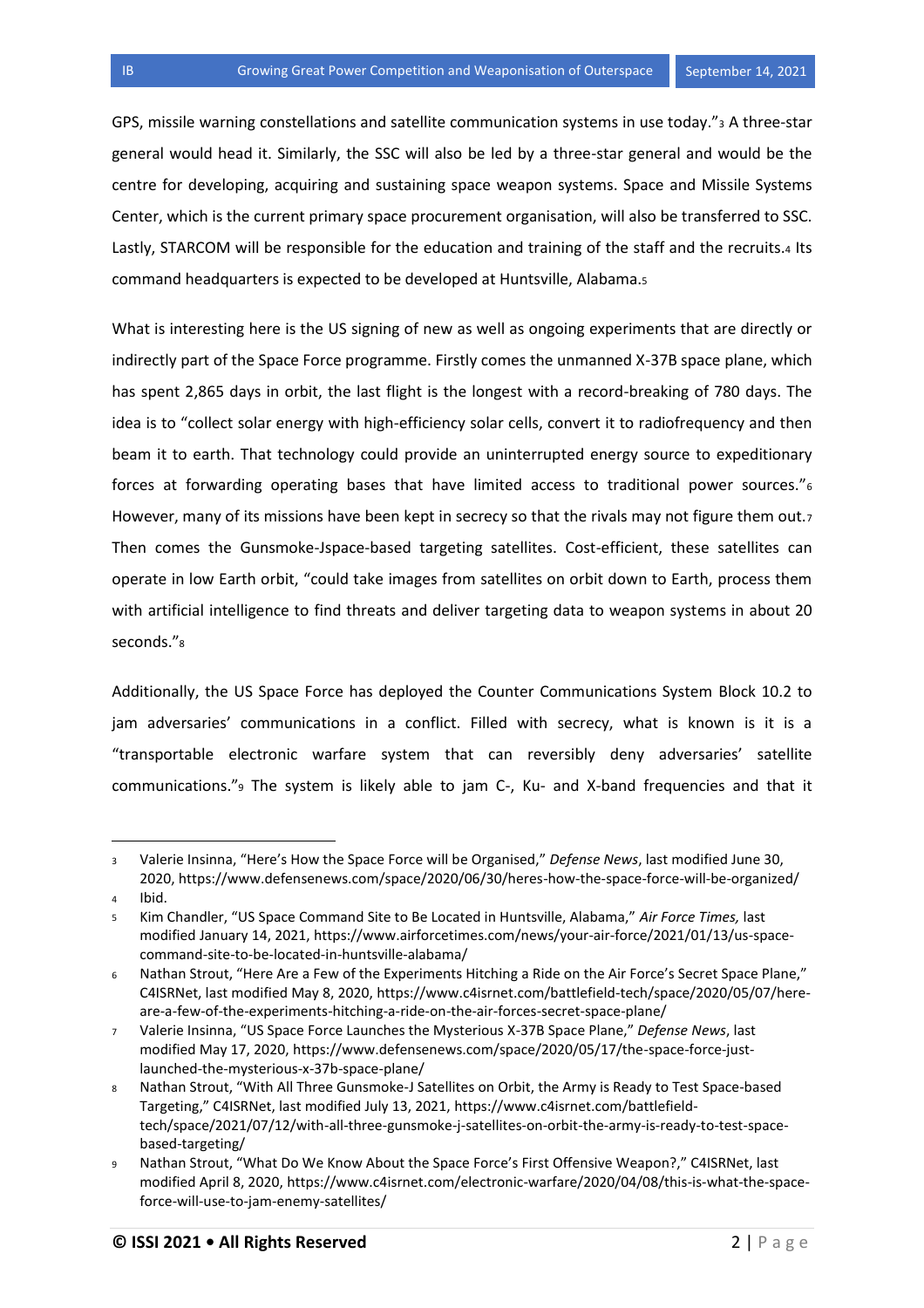GPS, missile warning constellations and satellite communication systems in use today."[3] A three-star general would head it. Similarly, the SSC will also be led by a three-star general and would be the centre for developing, acquiring and sustaining space weapon systems. Space and Missile Systems Center, which is the current primary space procurement organisation, will also be transferred to SSC. Lastly, STARCOM will be responsible for the education and training of the staff and the recruits.[4] Its command headquarters is expected to be developed at Huntsville, Alabama.[5]

What is interesting here is the US signing of new as well as ongoing experiments that are directly or indirectly part of the Space Force programme. Firstly comes the unmanned X-37B space plane, which has spent 2,865 days in orbit, the last flight is the longest with a record-breaking of 780 days. The idea is to "collect solar energy with high-efficiency solar cells, convert it to radiofrequency and then beam it to earth. That technology could provide an uninterrupted energy source to expeditionary forces at forwarding operating bases that have limited access to traditional power sources."[6] However, many of its missions have been kept in secrecy so that the rivals may not figure them out.[7] Then comes the Gunsmoke-Jspace-based targeting satellites. Cost-efficient, these satellites can operate in low Earth orbit, "could take images from satellites on orbit down to Earth, process them with artificial intelligence to find threats and deliver targeting data to weapon systems in about 20 seconds."[8]

Additionally, the US Space Force has deployed the Counter Communications System Block 10.2 to jam adversaries' communications in a conflict. Filled with secrecy, what is known is it is a "transportable electronic warfare system that can reversibly deny adversaries' satellite communications."[9] The system is likely able to jam C-, Ku- and X-band frequencies and that it

---

3. Valerie Insinna, "Here's How the Space Force will be Organised," *Defense News*, last modified June 30, 2020, https://www.defensenews.com/space/2020/06/30/heres-how-the-space-force-will-be-organized/
4. Ibid.
5. Kim Chandler, "US Space Command Site to Be Located in Huntsville, Alabama," *Air Force Times,* last modified January 14, 2021, https://www.airforcetimes.com/news/your-air-force/2021/01/13/us-space-command-site-to-be-located-in-huntsville-alabama/
6. Nathan Strout, "Here Are a Few of the Experiments Hitching a Ride on the Air Force's Secret Space Plane," C4ISRNet, last modified May 8, 2020, https://www.c4isrnet.com/battlefield-tech/space/2020/05/07/here-are-a-few-of-the-experiments-hitching-a-ride-on-the-air-forces-secret-space-plane/
7. Valerie Insinna, "US Space Force Launches the Mysterious X-37B Space Plane," *Defense News*, last modified May 17, 2020, https://www.defensenews.com/space/2020/05/17/the-space-force-just-launched-the-mysterious-x-37b-space-plane/
8. Nathan Strout, "With All Three Gunsmoke-J Satellites on Orbit, the Army is Ready to Test Space-based Targeting," C4ISRNet, last modified July 13, 2021, https://www.c4isrnet.com/battlefield-tech/space/2021/07/12/with-all-three-gunsmoke-j-satellites-on-orbit-the-army-is-ready-to-test-space-based-targeting/
9. Nathan Strout, "What Do We Know About the Space Force's First Offensive Weapon?," C4ISRNet, last modified April 8, 2020, https://www.c4isrnet.com/electronic-warfare/2020/04/08/this-is-what-the-space-force-will-use-to-jam-enemy-satellites/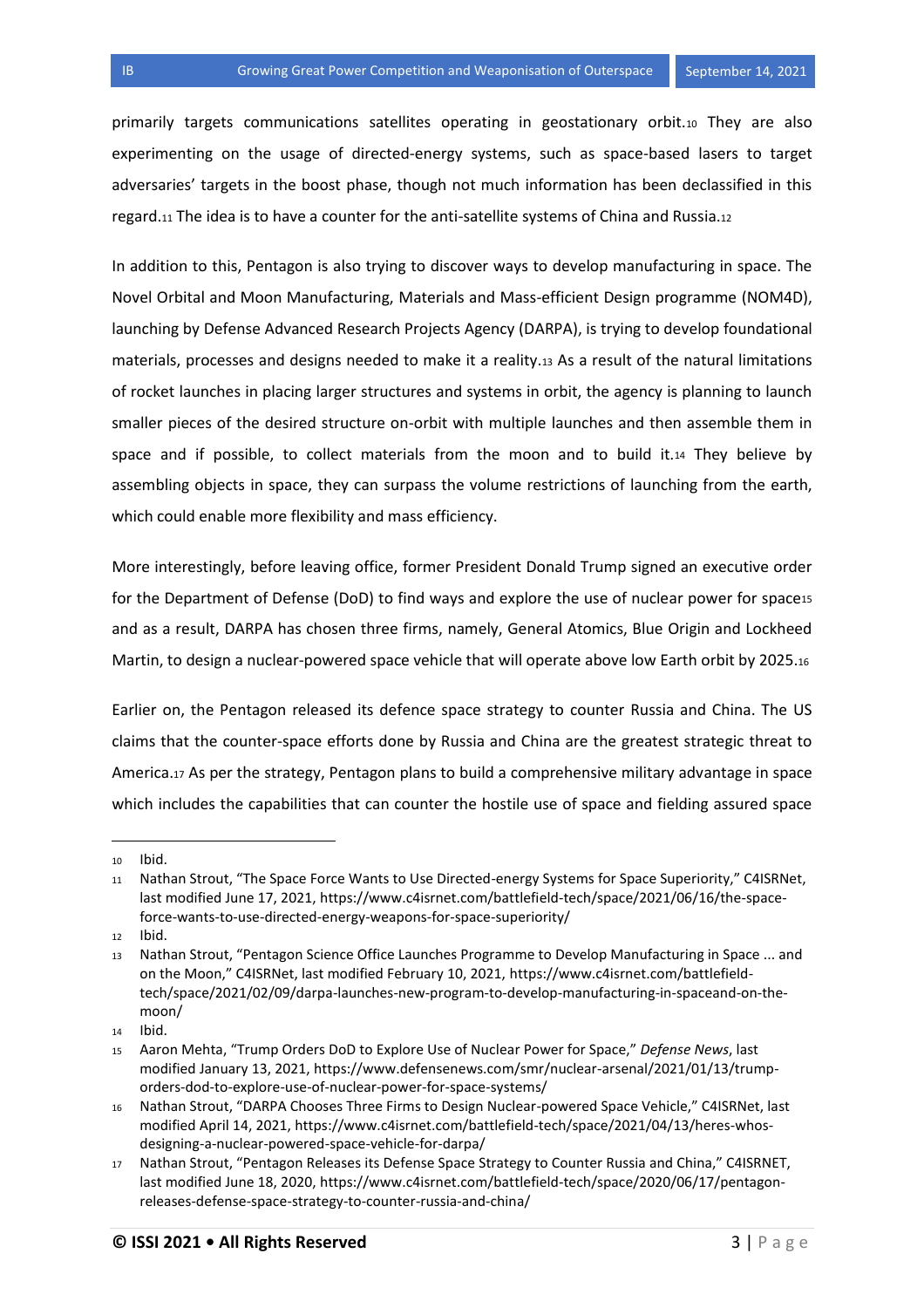primarily targets communications satellites operating in geostationary orbit.[10] They are also experimenting on the usage of directed-energy systems, such as space-based lasers to target adversaries' targets in the boost phase, though not much information has been declassified in this regard.[11] The idea is to have a counter for the anti-satellite systems of China and Russia.[12]

In addition to this, Pentagon is also trying to discover ways to develop manufacturing in space. The Novel Orbital and Moon Manufacturing, Materials and Mass-efficient Design programme (NOM4D), launching by Defense Advanced Research Projects Agency (DARPA), is trying to develop foundational materials, processes and designs needed to make it a reality.[13] As a result of the natural limitations of rocket launches in placing larger structures and systems in orbit, the agency is planning to launch smaller pieces of the desired structure on-orbit with multiple launches and then assemble them in space and if possible, to collect materials from the moon and to build it.[14] They believe by assembling objects in space, they can surpass the volume restrictions of launching from the earth, which could enable more flexibility and mass efficiency.

More interestingly, before leaving office, former President Donald Trump signed an executive order for the Department of Defense (DoD) to find ways and explore the use of nuclear power for space[15] and as a result, DARPA has chosen three firms, namely, General Atomics, Blue Origin and Lockheed Martin, to design a nuclear-powered space vehicle that will operate above low Earth orbit by 2025.[16]

Earlier on, the Pentagon released its defence space strategy to counter Russia and China. The US claims that the counter-space efforts done by Russia and China are the greatest strategic threat to America.[17] As per the strategy, Pentagon plans to build a comprehensive military advantage in space which includes the capabilities that can counter the hostile use of space and fielding assured space

---

10 Ibid.

11 Nathan Strout, "The Space Force Wants to Use Directed-energy Systems for Space Superiority," C4ISRNet, last modified June 17, 2021, https://www.c4isrnet.com/battlefield-tech/space/2021/06/16/the-space-force-wants-to-use-directed-energy-weapons-for-space-superiority/

12 Ibid.

13 Nathan Strout, "Pentagon Science Office Launches Programme to Develop Manufacturing in Space ... and on the Moon," C4ISRNet, last modified February 10, 2021, https://www.c4isrnet.com/battlefield-tech/space/2021/02/09/darpa-launches-new-program-to-develop-manufacturing-in-spaceand-on-the-moon/

14 Ibid.

15 Aaron Mehta, "Trump Orders DoD to Explore Use of Nuclear Power for Space," *Defense News*, last modified January 13, 2021, https://www.defensenews.com/smr/nuclear-arsenal/2021/01/13/trump-orders-dod-to-explore-use-of-nuclear-power-for-space-systems/

16 Nathan Strout, "DARPA Chooses Three Firms to Design Nuclear-powered Space Vehicle," C4ISRNet, last modified April 14, 2021, https://www.c4isrnet.com/battlefield-tech/space/2021/04/13/heres-whos-designing-a-nuclear-powered-space-vehicle-for-darpa/

17 Nathan Strout, "Pentagon Releases its Defense Space Strategy to Counter Russia and China," C4ISRNET, last modified June 18, 2020, https://www.c4isrnet.com/battlefield-tech/space/2020/06/17/pentagon-releases-defense-space-strategy-to-counter-russia-and-china/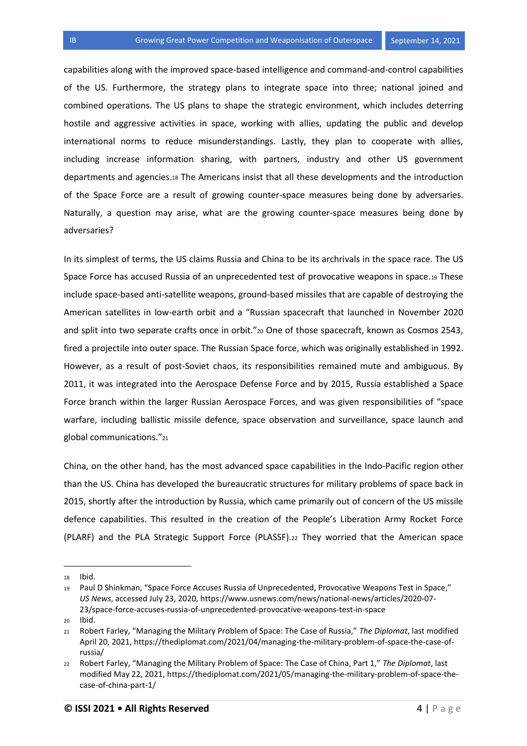capabilities along with the improved space-based intelligence and command-and-control capabilities of the US. Furthermore, the strategy plans to integrate space into three; national joined and combined operations. The US plans to shape the strategic environment, which includes deterring hostile and aggressive activities in space, working with allies, updating the public and develop international norms to reduce misunderstandings. Lastly, they plan to cooperate with allies, including increase information sharing, with partners, industry and other US government departments and agencies.[18] The Americans insist that all these developments and the introduction of the Space Force are a result of growing counter-space measures being done by adversaries. Naturally, a question may arise, what are the growing counter-space measures being done by adversaries?

In its simplest of terms, the US claims Russia and China to be its archrivals in the space race. The US Space Force has accused Russia of an unprecedented test of provocative weapons in space.[19] These include space-based anti-satellite weapons, ground-based missiles that are capable of destroying the American satellites in low-earth orbit and a "Russian spacecraft that launched in November 2020 and split into two separate crafts once in orbit."[20] One of those spacecraft, known as Cosmos 2543, fired a projectile into outer space. The Russian Space force, which was originally established in 1992. However, as a result of post-Soviet chaos, its responsibilities remained mute and ambiguous. By 2011, it was integrated into the Aerospace Defense Force and by 2015, Russia established a Space Force branch within the larger Russian Aerospace Forces, and was given responsibilities of "space warfare, including ballistic missile defence, space observation and surveillance, space launch and global communications."[21]

China, on the other hand, has the most advanced space capabilities in the Indo-Pacific region other than the US. China has developed the bureaucratic structures for military problems of space back in 2015, shortly after the introduction by Russia, which came primarily out of concern of the US missile defence capabilities. This resulted in the creation of the People's Liberation Army Rocket Force (PLARF) and the PLA Strategic Support Force (PLASSF).[22] They worried that the American space

---

[18] Ibid.

[19] Paul D Shinkman, "Space Force Accuses Russia of Unprecedented, Provocative Weapons Test in Space," *US News*, accessed July 23, 2020, https://www.usnews.com/news/national-news/articles/2020-07-23/space-force-accuses-russia-of-unprecedented-provocative-weapons-test-in-space

[20] Ibid.

[21] Robert Farley, "Managing the Military Problem of Space: The Case of Russia," *The Diplomat*, last modified April 20, 2021, https://thediplomat.com/2021/04/managing-the-military-problem-of-space-the-case-of-russia/

[22] Robert Farley, "Managing the Military Problem of Space: The Case of China, Part 1," *The Diplomat*, last modified May 22, 2021, https://thediplomat.com/2021/05/managing-the-military-problem-of-space-the-case-of-china-part-1/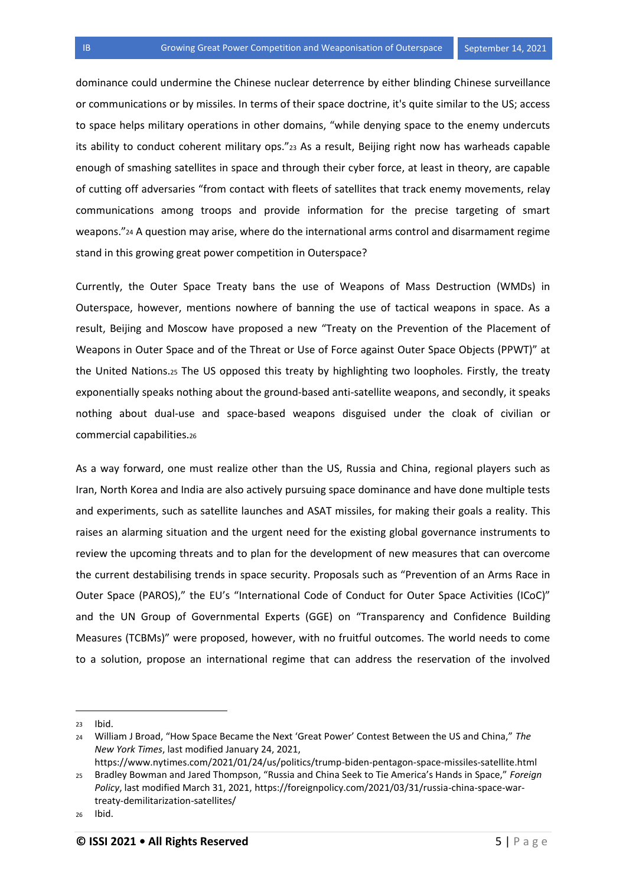dominance could undermine the Chinese nuclear deterrence by either blinding Chinese surveillance or communications or by missiles. In terms of their space doctrine, it's quite similar to the US; access to space helps military operations in other domains, "while denying space to the enemy undercuts its ability to conduct coherent military ops."[23] As a result, Beijing right now has warheads capable enough of smashing satellites in space and through their cyber force, at least in theory, are capable of cutting off adversaries "from contact with fleets of satellites that track enemy movements, relay communications among troops and provide information for the precise targeting of smart weapons."[24] A question may arise, where do the international arms control and disarmament regime stand in this growing great power competition in Outerspace?

Currently, the Outer Space Treaty bans the use of Weapons of Mass Destruction (WMDs) in Outerspace, however, mentions nowhere of banning the use of tactical weapons in space. As a result, Beijing and Moscow have proposed a new "Treaty on the Prevention of the Placement of Weapons in Outer Space and of the Threat or Use of Force against Outer Space Objects (PPWT)" at the United Nations.[25] The US opposed this treaty by highlighting two loopholes. Firstly, the treaty exponentially speaks nothing about the ground-based anti-satellite weapons, and secondly, it speaks nothing about dual-use and space-based weapons disguised under the cloak of civilian or commercial capabilities.[26]

As a way forward, one must realize other than the US, Russia and China, regional players such as Iran, North Korea and India are also actively pursuing space dominance and have done multiple tests and experiments, such as satellite launches and ASAT missiles, for making their goals a reality. This raises an alarming situation and the urgent need for the existing global governance instruments to review the upcoming threats and to plan for the development of new measures that can overcome the current destabilising trends in space security. Proposals such as "Prevention of an Arms Race in Outer Space (PAROS)," the EU's "International Code of Conduct for Outer Space Activities (ICoC)" and the UN Group of Governmental Experts (GGE) on "Transparency and Confidence Building Measures (TCBMs)" were proposed, however, with no fruitful outcomes. The world needs to come to a solution, propose an international regime that can address the reservation of the involved

---

[23] Ibid.

[24] William J Broad, "How Space Became the Next 'Great Power' Contest Between the US and China," *The New York Times*, last modified January 24, 2021, https://www.nytimes.com/2021/01/24/us/politics/trump-biden-pentagon-space-missiles-satellite.html

[25] Bradley Bowman and Jared Thompson, "Russia and China Seek to Tie America's Hands in Space," *Foreign Policy*, last modified March 31, 2021, https://foreignpolicy.com/2021/03/31/russia-china-space-war-treaty-demilitarization-satellites/

[26] Ibid.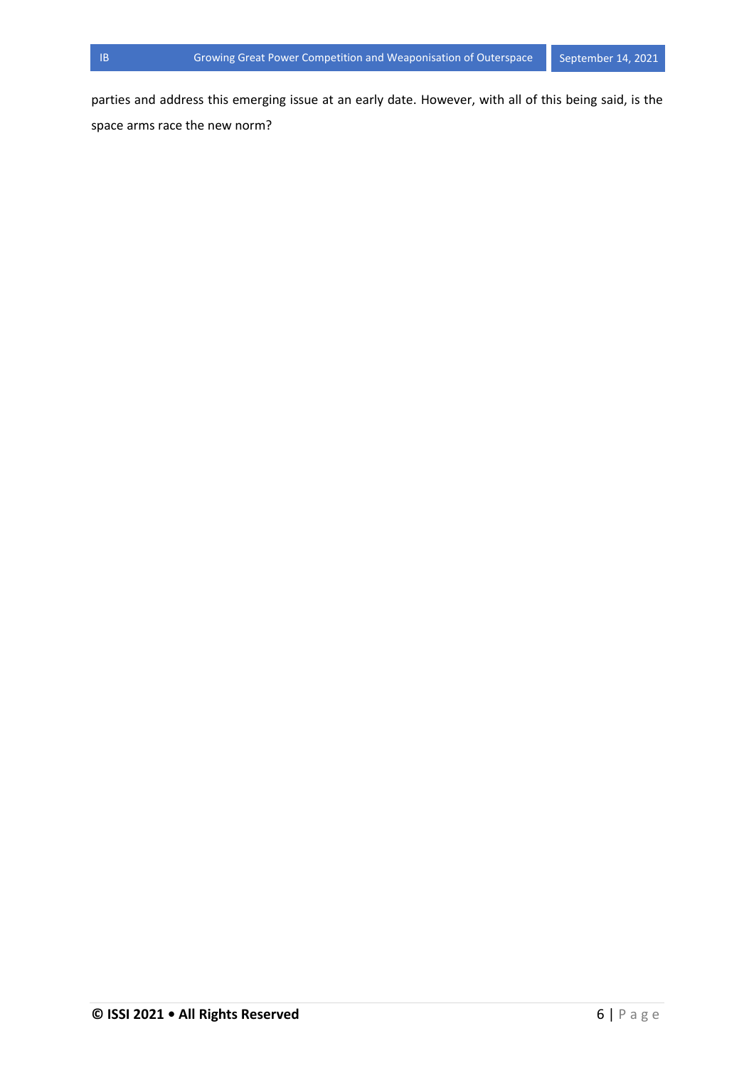parties and address this emerging issue at an early date. However, with all of this being said, is the space arms race the new norm?